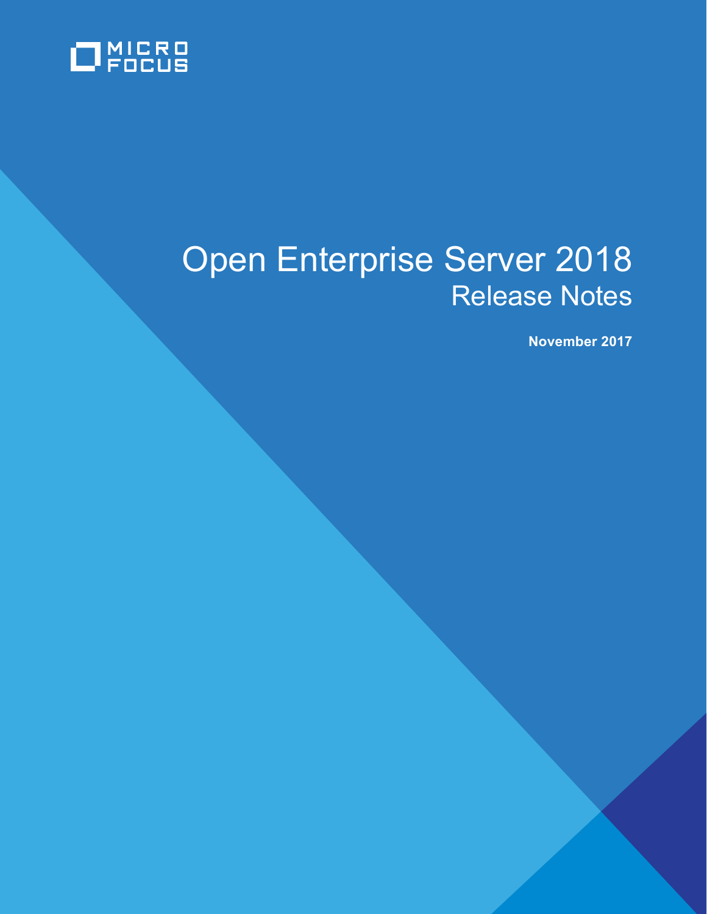MICRO FOCUS

# Open Enterprise Server 2018
## Release Notes

**November 2017**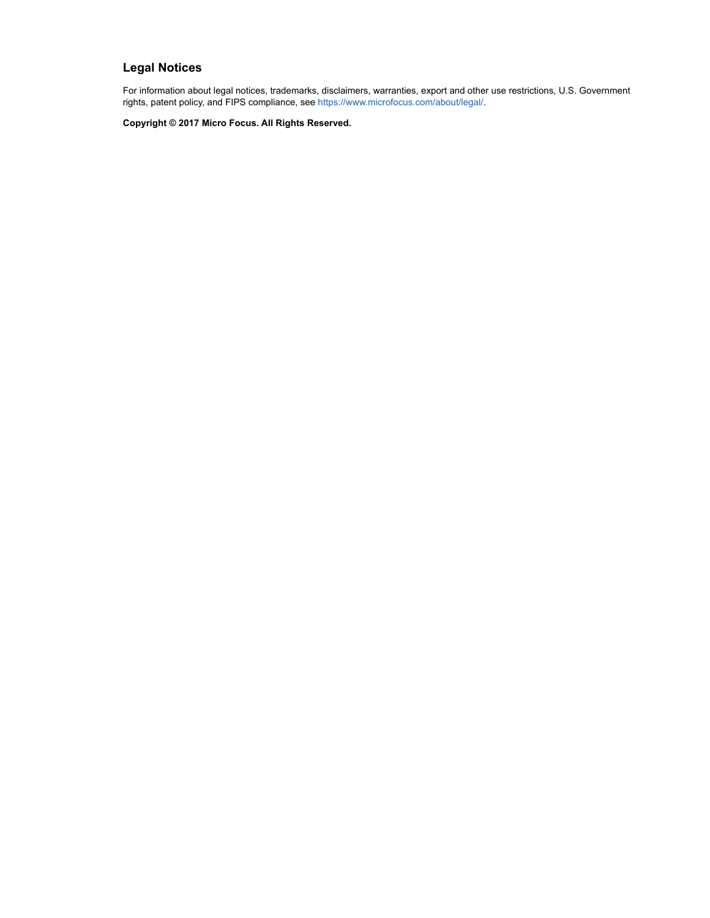## Legal Notices

For information about legal notices, trademarks, disclaimers, warranties, export and other use restrictions, U.S. Government rights, patent policy, and FIPS compliance, see https://www.microfocus.com/about/legal/.

**Copyright © 2017 Micro Focus. All Rights Reserved.**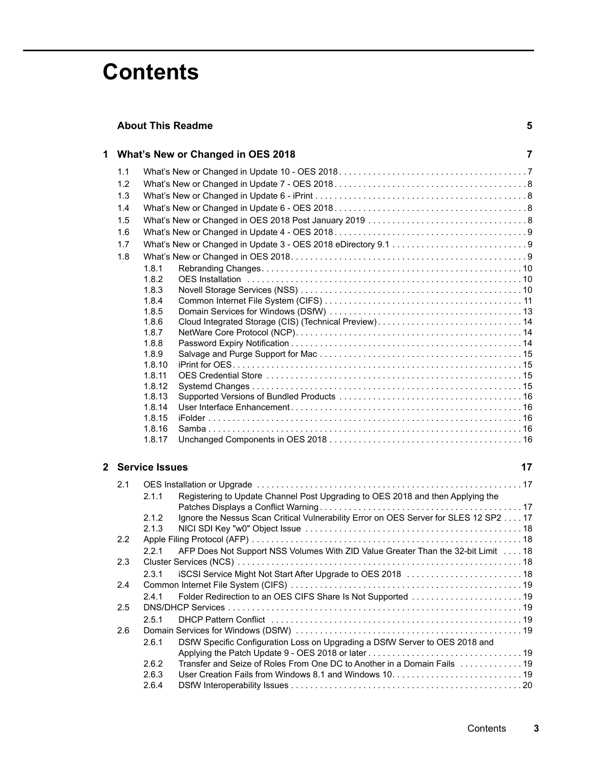# Contents

**About This Readme** **5**

**1 What's New or Changed in OES 2018** **7**

1.1 What's New or Changed in Update 10 - OES 2018 . . . . . . . . . . . . . . . . . . . . . . . . . . . . . . . . . . . . . . 7
1.2 What's New or Changed in Update 7 - OES 2018 . . . . . . . . . . . . . . . . . . . . . . . . . . . . . . . . . . . . . . . 8
1.3 What's New or Changed in Update 6 - iPrint . . . . . . . . . . . . . . . . . . . . . . . . . . . . . . . . . . . . . . . . . . . 8
1.4 What's New or Changed in Update 6 - OES 2018 . . . . . . . . . . . . . . . . . . . . . . . . . . . . . . . . . . . . . . . 8
1.5 What's New or Changed in OES 2018 Post January 2019 . . . . . . . . . . . . . . . . . . . . . . . . . . . . . . . . 8
1.6 What's New or Changed in Update 4 - OES 2018 . . . . . . . . . . . . . . . . . . . . . . . . . . . . . . . . . . . . . . . 9
1.7 What's New or Changed in Update 3 - OES 2018 eDirectory 9.1 . . . . . . . . . . . . . . . . . . . . . . . . . . . 9
1.8 What's New or Changed in OES 2018 . . . . . . . . . . . . . . . . . . . . . . . . . . . . . . . . . . . . . . . . . . . . . . . . 9
   1.8.1 Rebranding Changes . . . . . . . . . . . . . . . . . . . . . . . . . . . . . . . . . . . . . . . . . . . . . . . . . . . . . 10
   1.8.2 OES Installation . . . . . . . . . . . . . . . . . . . . . . . . . . . . . . . . . . . . . . . . . . . . . . . . . . . . . . . . . 10
   1.8.3 Novell Storage Services (NSS) . . . . . . . . . . . . . . . . . . . . . . . . . . . . . . . . . . . . . . . . . . . . . . 10
   1.8.4 Common Internet File System (CIFS) . . . . . . . . . . . . . . . . . . . . . . . . . . . . . . . . . . . . . . . . . 11
   1.8.5 Domain Services for Windows (DSfW) . . . . . . . . . . . . . . . . . . . . . . . . . . . . . . . . . . . . . . . . 13
   1.8.6 Cloud Integrated Storage (CIS) (Technical Preview) . . . . . . . . . . . . . . . . . . . . . . . . . . . . . . 14
   1.8.7 NetWare Core Protocol (NCP) . . . . . . . . . . . . . . . . . . . . . . . . . . . . . . . . . . . . . . . . . . . . . . 14
   1.8.8 Password Expiry Notification . . . . . . . . . . . . . . . . . . . . . . . . . . . . . . . . . . . . . . . . . . . . . . . 14
   1.8.9 Salvage and Purge Support for Mac . . . . . . . . . . . . . . . . . . . . . . . . . . . . . . . . . . . . . . . . . . 15
   1.8.10 iPrint for OES . . . . . . . . . . . . . . . . . . . . . . . . . . . . . . . . . . . . . . . . . . . . . . . . . . . . . . . . . . 15
   1.8.11 OES Credential Store . . . . . . . . . . . . . . . . . . . . . . . . . . . . . . . . . . . . . . . . . . . . . . . . . . . . 15
   1.8.12 Systemd Changes . . . . . . . . . . . . . . . . . . . . . . . . . . . . . . . . . . . . . . . . . . . . . . . . . . . . . . . 15
   1.8.13 Supported Versions of Bundled Products . . . . . . . . . . . . . . . . . . . . . . . . . . . . . . . . . . . . . . 16
   1.8.14 User Interface Enhancement . . . . . . . . . . . . . . . . . . . . . . . . . . . . . . . . . . . . . . . . . . . . . . . . 16
   1.8.15 iFolder . . . . . . . . . . . . . . . . . . . . . . . . . . . . . . . . . . . . . . . . . . . . . . . . . . . . . . . . . . . . . . . 16
   1.8.16 Samba . . . . . . . . . . . . . . . . . . . . . . . . . . . . . . . . . . . . . . . . . . . . . . . . . . . . . . . . . . . . . . . . 16
   1.8.17 Unchanged Components in OES 2018 . . . . . . . . . . . . . . . . . . . . . . . . . . . . . . . . . . . . . . . . 16

**2 Service Issues** **17**

2.1 OES Installation or Upgrade . . . . . . . . . . . . . . . . . . . . . . . . . . . . . . . . . . . . . . . . . . . . . . . . . . . . . . 17
   2.1.1 Registering to Update Channel Post Upgrading to OES 2018 and then Applying the Patches Displays a Conflict Warning . . . . . . . . . . . . . . . . . . . . . . . . . . . . . . . . . . . . . . . . . . 17
   2.1.2 Ignore the Nessus Scan Critical Vulnerability Error on OES Server for SLES 12 SP2 . . . . 17
   2.1.3 NICI SDI Key "w0" Object Issue . . . . . . . . . . . . . . . . . . . . . . . . . . . . . . . . . . . . . . . . . . . . 18
2.2 Apple Filing Protocol (AFP) . . . . . . . . . . . . . . . . . . . . . . . . . . . . . . . . . . . . . . . . . . . . . . . . . . . . . . . 18
   2.2.1 AFP Does Not Support NSS Volumes With ZID Value Greater Than the 32-bit Limit . . . . 18
2.3 Cluster Services (NCS) . . . . . . . . . . . . . . . . . . . . . . . . . . . . . . . . . . . . . . . . . . . . . . . . . . . . . . . . . . 18
   2.3.1 iSCSI Service Might Not Start After Upgrade to OES 2018 . . . . . . . . . . . . . . . . . . . . . . . . 18
2.4 Common Internet File System (CIFS) . . . . . . . . . . . . . . . . . . . . . . . . . . . . . . . . . . . . . . . . . . . . . . . 19
   2.4.1 Folder Redirection to an OES CIFS Share Is Not Supported . . . . . . . . . . . . . . . . . . . . . . . 19
2.5 DNS/DHCP Services . . . . . . . . . . . . . . . . . . . . . . . . . . . . . . . . . . . . . . . . . . . . . . . . . . . . . . . . . . . . 19
   2.5.1 DHCP Pattern Conflict . . . . . . . . . . . . . . . . . . . . . . . . . . . . . . . . . . . . . . . . . . . . . . . . . . . . 19
2.6 Domain Services for Windows (DSfW) . . . . . . . . . . . . . . . . . . . . . . . . . . . . . . . . . . . . . . . . . . . . . . 19
   2.6.1 DSfW Specific Configuration Loss on Upgrading a DSfW Server to OES 2018 and Applying the Patch Update 9 - OES 2018 or later . . . . . . . . . . . . . . . . . . . . . . . . . . . . . . . . 19
   2.6.2 Transfer and Seize of Roles From One DC to Another in a Domain Fails . . . . . . . . . . . . . 19
   2.6.3 User Creation Fails from Windows 8.1 and Windows 10 . . . . . . . . . . . . . . . . . . . . . . . . . . . 19
   2.6.4 DSfW Interoperability Issues . . . . . . . . . . . . . . . . . . . . . . . . . . . . . . . . . . . . . . . . . . . . . . . . 20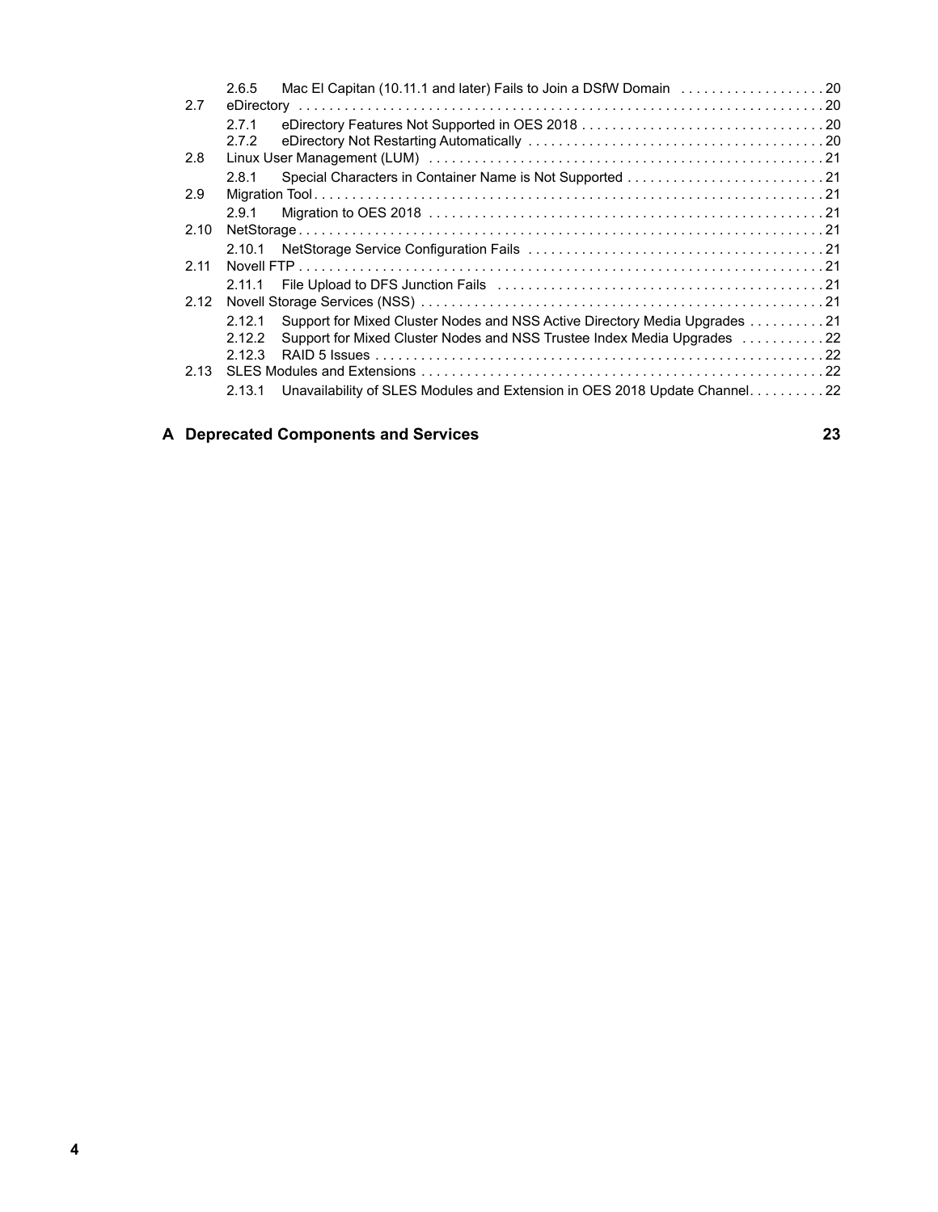2.6.5 Mac El Capitan (10.11.1 and later) Fails to Join a DSfW Domain . . . . . . . . . . . . . . . . . . . 20

2.7 eDirectory . . . . . . . . . . . . . . . . . . . . . . . . . . . . . . . . . . . . . . . . . . . . . . . . . . . . . . . . . . . . . . . . . . . . . . 20

2.7.1 eDirectory Features Not Supported in OES 2018 . . . . . . . . . . . . . . . . . . . . . . . . . . . . . . . . 20

2.7.2 eDirectory Not Restarting Automatically . . . . . . . . . . . . . . . . . . . . . . . . . . . . . . . . . . . . . . . 20

2.8 Linux User Management (LUM) . . . . . . . . . . . . . . . . . . . . . . . . . . . . . . . . . . . . . . . . . . . . . . . . . . . . 21

2.8.1 Special Characters in Container Name is Not Supported . . . . . . . . . . . . . . . . . . . . . . . . . . 21

2.9 Migration Tool . . . . . . . . . . . . . . . . . . . . . . . . . . . . . . . . . . . . . . . . . . . . . . . . . . . . . . . . . . . . . . . . . . . . 21

2.9.1 Migration to OES 2018 . . . . . . . . . . . . . . . . . . . . . . . . . . . . . . . . . . . . . . . . . . . . . . . . . . . . . 21

2.10 NetStorage . . . . . . . . . . . . . . . . . . . . . . . . . . . . . . . . . . . . . . . . . . . . . . . . . . . . . . . . . . . . . . . . . . . . . . 21

2.10.1 NetStorage Service Configuration Fails . . . . . . . . . . . . . . . . . . . . . . . . . . . . . . . . . . . . . . . 21

2.11 Novell FTP . . . . . . . . . . . . . . . . . . . . . . . . . . . . . . . . . . . . . . . . . . . . . . . . . . . . . . . . . . . . . . . . . . . . . . 21

2.11.1 File Upload to DFS Junction Fails . . . . . . . . . . . . . . . . . . . . . . . . . . . . . . . . . . . . . . . . . . . . 21

2.12 Novell Storage Services (NSS) . . . . . . . . . . . . . . . . . . . . . . . . . . . . . . . . . . . . . . . . . . . . . . . . . . . . . 21

2.12.1 Support for Mixed Cluster Nodes and NSS Active Directory Media Upgrades . . . . . . . . . . 21

2.12.2 Support for Mixed Cluster Nodes and NSS Trustee Index Media Upgrades . . . . . . . . . . . 22

2.12.3 RAID 5 Issues . . . . . . . . . . . . . . . . . . . . . . . . . . . . . . . . . . . . . . . . . . . . . . . . . . . . . . . . . . . 22

2.13 SLES Modules and Extensions . . . . . . . . . . . . . . . . . . . . . . . . . . . . . . . . . . . . . . . . . . . . . . . . . . . . . 22

2.13.1 Unavailability of SLES Modules and Extension in OES 2018 Update Channel. . . . . . . . . . 22

**A Deprecated Components and Services 23**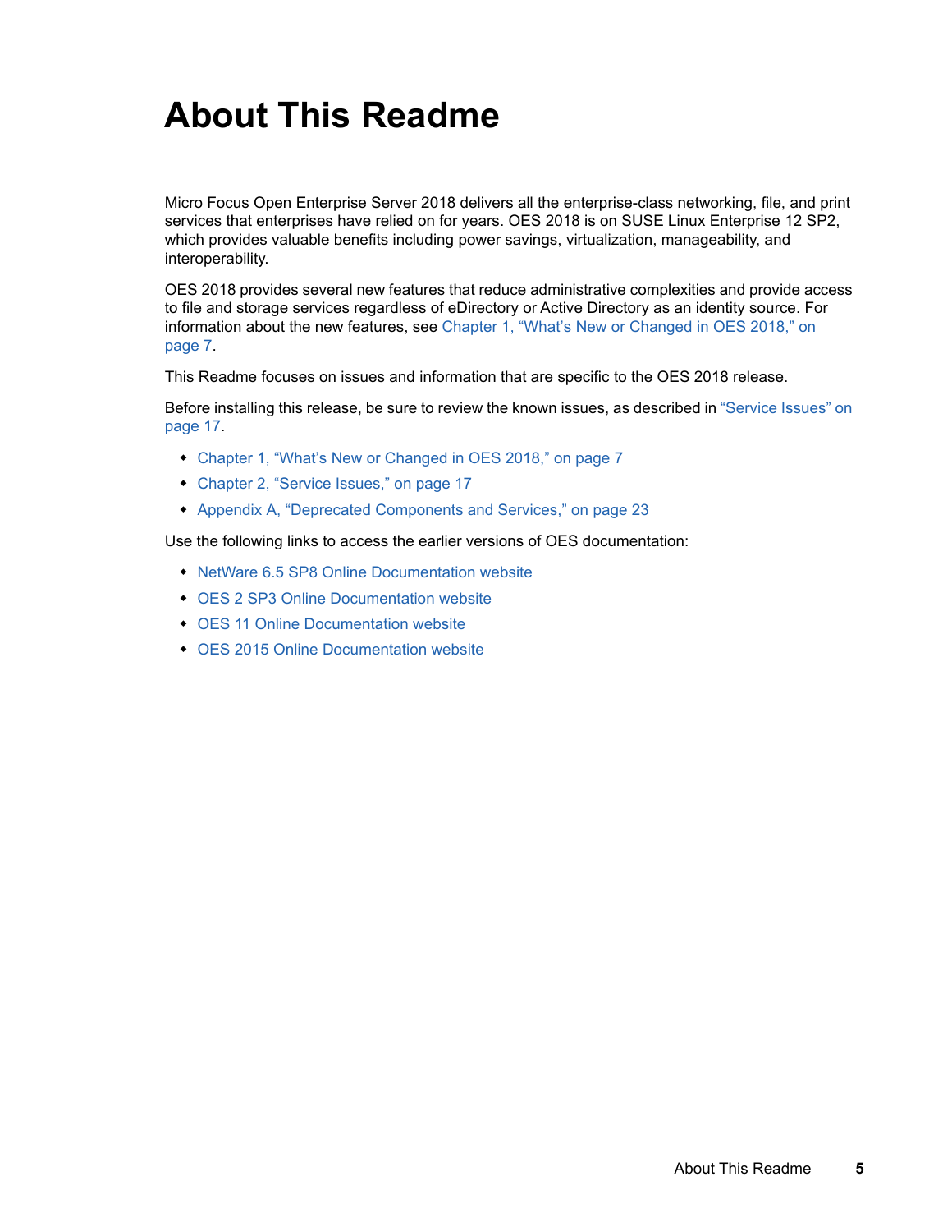# About This Readme

Micro Focus Open Enterprise Server 2018 delivers all the enterprise-class networking, file, and print services that enterprises have relied on for years. OES 2018 is on SUSE Linux Enterprise 12 SP2, which provides valuable benefits including power savings, virtualization, manageability, and interoperability.

OES 2018 provides several new features that reduce administrative complexities and provide access to file and storage services regardless of eDirectory or Active Directory as an identity source. For information about the new features, see Chapter 1, "What's New or Changed in OES 2018," on page 7.

This Readme focuses on issues and information that are specific to the OES 2018 release.

Before installing this release, be sure to review the known issues, as described in "Service Issues" on page 17.

- Chapter 1, "What's New or Changed in OES 2018," on page 7
- Chapter 2, "Service Issues," on page 17
- Appendix A, "Deprecated Components and Services," on page 23

Use the following links to access the earlier versions of OES documentation:

- NetWare 6.5 SP8 Online Documentation website
- OES 2 SP3 Online Documentation website
- OES 11 Online Documentation website
- OES 2015 Online Documentation website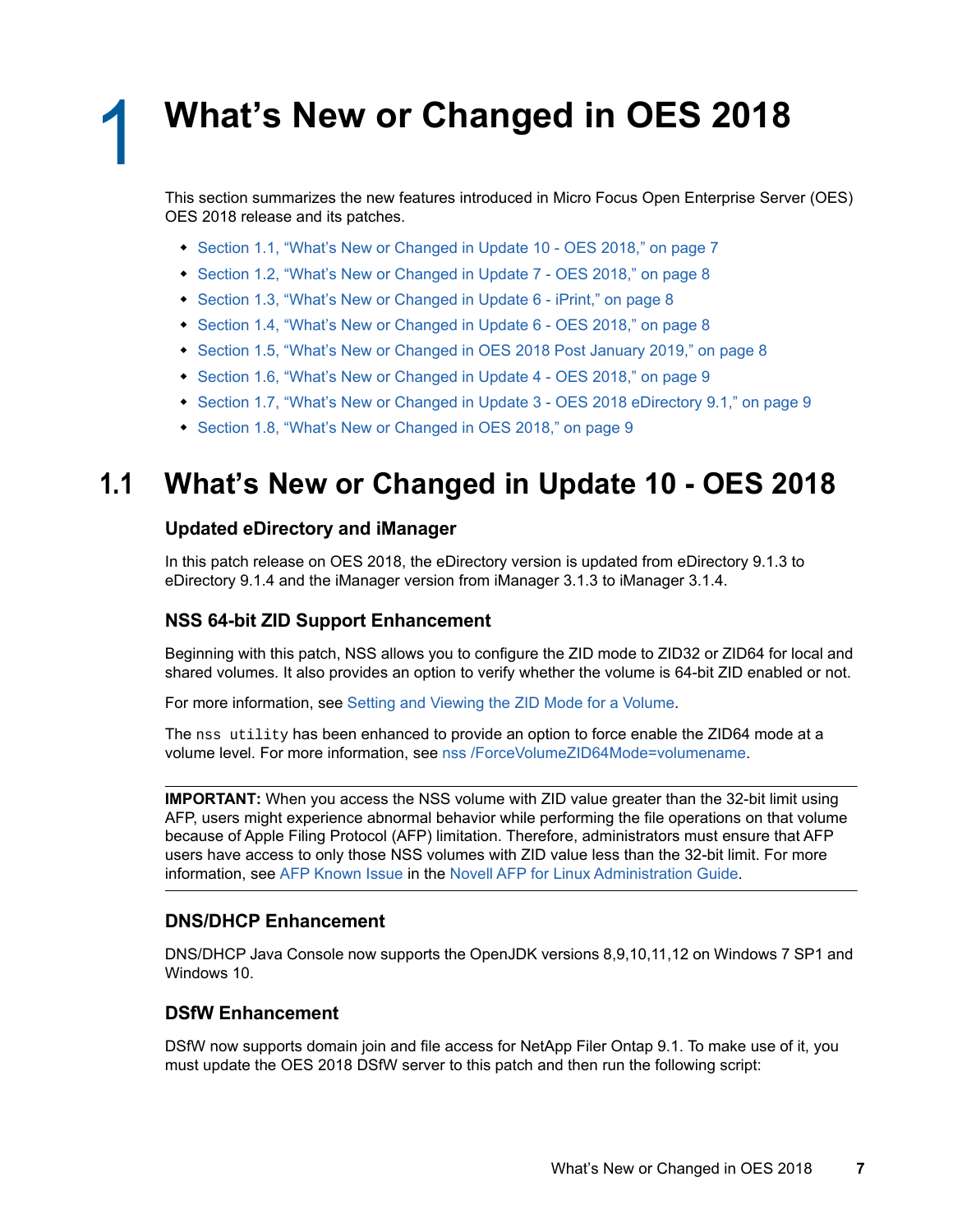# 1 What's New or Changed in OES 2018

This section summarizes the new features introduced in Micro Focus Open Enterprise Server (OES) OES 2018 release and its patches.

- Section 1.1, "What's New or Changed in Update 10 - OES 2018," on page 7
- Section 1.2, "What's New or Changed in Update 7 - OES 2018," on page 8
- Section 1.3, "What's New or Changed in Update 6 - iPrint," on page 8
- Section 1.4, "What's New or Changed in Update 6 - OES 2018," on page 8
- Section 1.5, "What's New or Changed in OES 2018 Post January 2019," on page 8
- Section 1.6, "What's New or Changed in Update 4 - OES 2018," on page 9
- Section 1.7, "What's New or Changed in Update 3 - OES 2018 eDirectory 9.1," on page 9
- Section 1.8, "What's New or Changed in OES 2018," on page 9

## 1.1 What's New or Changed in Update 10 - OES 2018

### Updated eDirectory and iManager

In this patch release on OES 2018, the eDirectory version is updated from eDirectory 9.1.3 to eDirectory 9.1.4 and the iManager version from iManager 3.1.3 to iManager 3.1.4.

### NSS 64-bit ZID Support Enhancement

Beginning with this patch, NSS allows you to configure the ZID mode to ZID32 or ZID64 for local and shared volumes. It also provides an option to verify whether the volume is 64-bit ZID enabled or not.

For more information, see Setting and Viewing the ZID Mode for a Volume.

The `nss utility` has been enhanced to provide an option to force enable the ZID64 mode at a volume level. For more information, see nss /ForceVolumeZID64Mode=volumename.

---

**IMPORTANT:** When you access the NSS volume with ZID value greater than the 32-bit limit using AFP, users might experience abnormal behavior while performing the file operations on that volume because of Apple Filing Protocol (AFP) limitation. Therefore, administrators must ensure that AFP users have access to only those NSS volumes with ZID value less than the 32-bit limit. For more information, see AFP Known Issue in the Novell AFP for Linux Administration Guide.

---

### DNS/DHCP Enhancement

DNS/DHCP Java Console now supports the OpenJDK versions 8,9,10,11,12 on Windows 7 SP1 and Windows 10.

### DSfW Enhancement

DSfW now supports domain join and file access for NetApp Filer Ontap 9.1. To make use of it, you must update the OES 2018 DSfW server to this patch and then run the following script: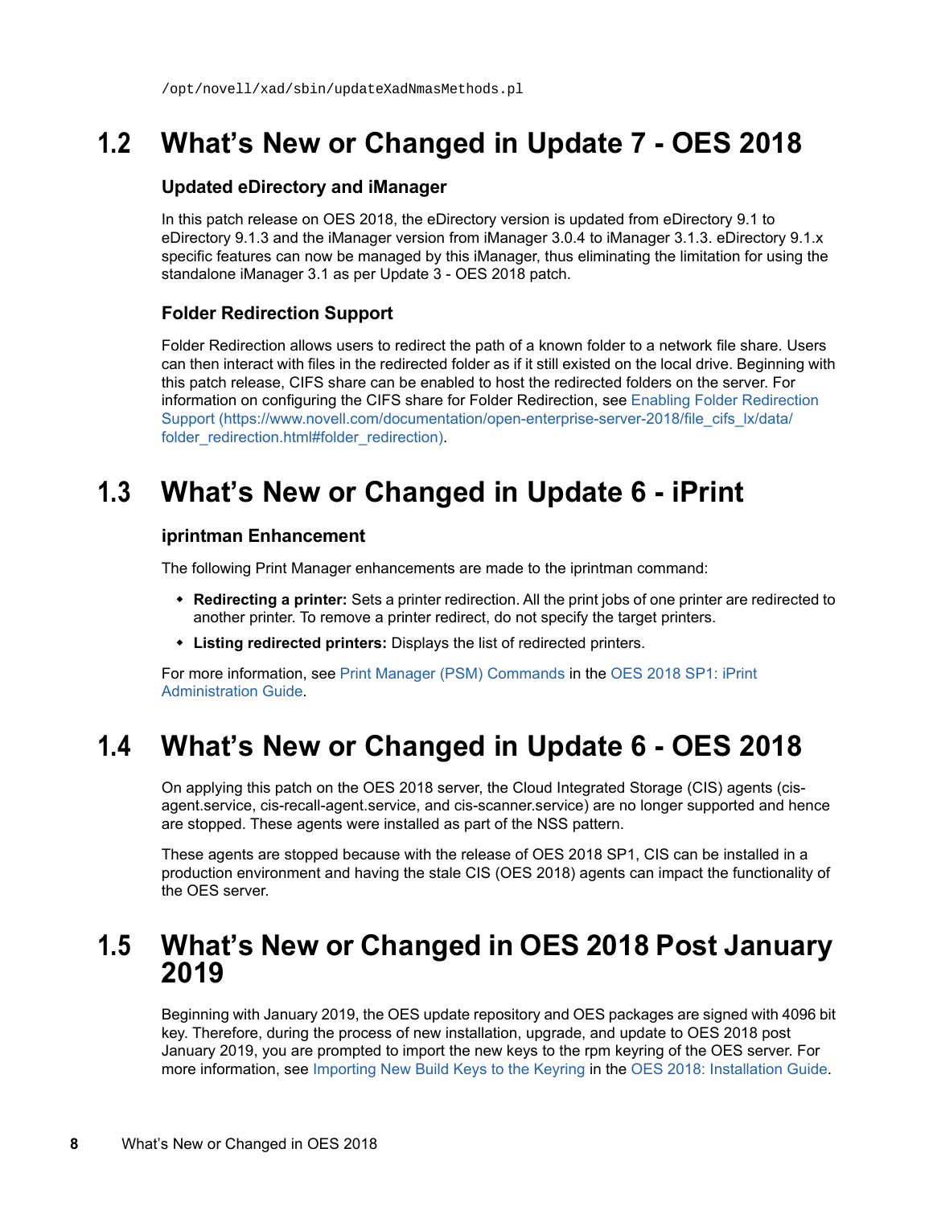```
/opt/novell/xad/sbin/updateXadNmasMethods.pl
```

## 1.2 What's New or Changed in Update 7 - OES 2018

### Updated eDirectory and iManager

In this patch release on OES 2018, the eDirectory version is updated from eDirectory 9.1 to eDirectory 9.1.3 and the iManager version from iManager 3.0.4 to iManager 3.1.3. eDirectory 9.1.x specific features can now be managed by this iManager, thus eliminating the limitation for using the standalone iManager 3.1 as per Update 3 - OES 2018 patch.

### Folder Redirection Support

Folder Redirection allows users to redirect the path of a known folder to a network file share. Users can then interact with files in the redirected folder as if it still existed on the local drive. Beginning with this patch release, CIFS share can be enabled to host the redirected folders on the server. For information on configuring the CIFS share for Folder Redirection, see Enabling Folder Redirection Support (https://www.novell.com/documentation/open-enterprise-server-2018/file_cifs_lx/data/folder_redirection.html#folder_redirection).

## 1.3 What's New or Changed in Update 6 - iPrint

### iprintman Enhancement

The following Print Manager enhancements are made to the iprintman command:

- **Redirecting a printer:** Sets a printer redirection. All the print jobs of one printer are redirected to another printer. To remove a printer redirect, do not specify the target printers.
- **Listing redirected printers:** Displays the list of redirected printers.

For more information, see Print Manager (PSM) Commands in the OES 2018 SP1: iPrint Administration Guide.

## 1.4 What's New or Changed in Update 6 - OES 2018

On applying this patch on the OES 2018 server, the Cloud Integrated Storage (CIS) agents (cis-agent.service, cis-recall-agent.service, and cis-scanner.service) are no longer supported and hence are stopped. These agents were installed as part of the NSS pattern.

These agents are stopped because with the release of OES 2018 SP1, CIS can be installed in a production environment and having the stale CIS (OES 2018) agents can impact the functionality of the OES server.

## 1.5 What's New or Changed in OES 2018 Post January 2019

Beginning with January 2019, the OES update repository and OES packages are signed with 4096 bit key. Therefore, during the process of new installation, upgrade, and update to OES 2018 post January 2019, you are prompted to import the new keys to the rpm keyring of the OES server. For more information, see Importing New Build Keys to the Keyring in the OES 2018: Installation Guide.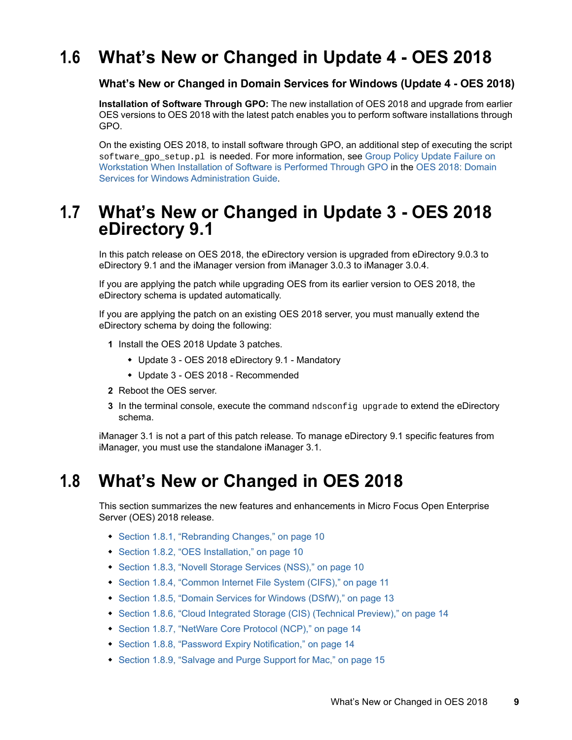## 1.6 What's New or Changed in Update 4 - OES 2018

### What's New or Changed in Domain Services for Windows (Update 4 - OES 2018)

**Installation of Software Through GPO:** The new installation of OES 2018 and upgrade from earlier OES versions to OES 2018 with the latest patch enables you to perform software installations through GPO.

On the existing OES 2018, to install software through GPO, an additional step of executing the script `software_gpo_setup.pl` is needed. For more information, see Group Policy Update Failure on Workstation When Installation of Software is Performed Through GPO in the OES 2018: Domain Services for Windows Administration Guide.

## 1.7 What's New or Changed in Update 3 - OES 2018 eDirectory 9.1

In this patch release on OES 2018, the eDirectory version is upgraded from eDirectory 9.0.3 to eDirectory 9.1 and the iManager version from iManager 3.0.3 to iManager 3.0.4.

If you are applying the patch while upgrading OES from its earlier version to OES 2018, the eDirectory schema is updated automatically.

If you are applying the patch on an existing OES 2018 server, you must manually extend the eDirectory schema by doing the following:

1. Install the OES 2018 Update 3 patches.
   - Update 3 - OES 2018 eDirectory 9.1 - Mandatory
   - Update 3 - OES 2018 - Recommended
2. Reboot the OES server.
3. In the terminal console, execute the command `ndsconfig upgrade` to extend the eDirectory schema.

iManager 3.1 is not a part of this patch release. To manage eDirectory 9.1 specific features from iManager, you must use the standalone iManager 3.1.

## 1.8 What's New or Changed in OES 2018

This section summarizes the new features and enhancements in Micro Focus Open Enterprise Server (OES) 2018 release.

- Section 1.8.1, "Rebranding Changes," on page 10
- Section 1.8.2, "OES Installation," on page 10
- Section 1.8.3, "Novell Storage Services (NSS)," on page 10
- Section 1.8.4, "Common Internet File System (CIFS)," on page 11
- Section 1.8.5, "Domain Services for Windows (DSfW)," on page 13
- Section 1.8.6, "Cloud Integrated Storage (CIS) (Technical Preview)," on page 14
- Section 1.8.7, "NetWare Core Protocol (NCP)," on page 14
- Section 1.8.8, "Password Expiry Notification," on page 14
- Section 1.8.9, "Salvage and Purge Support for Mac," on page 15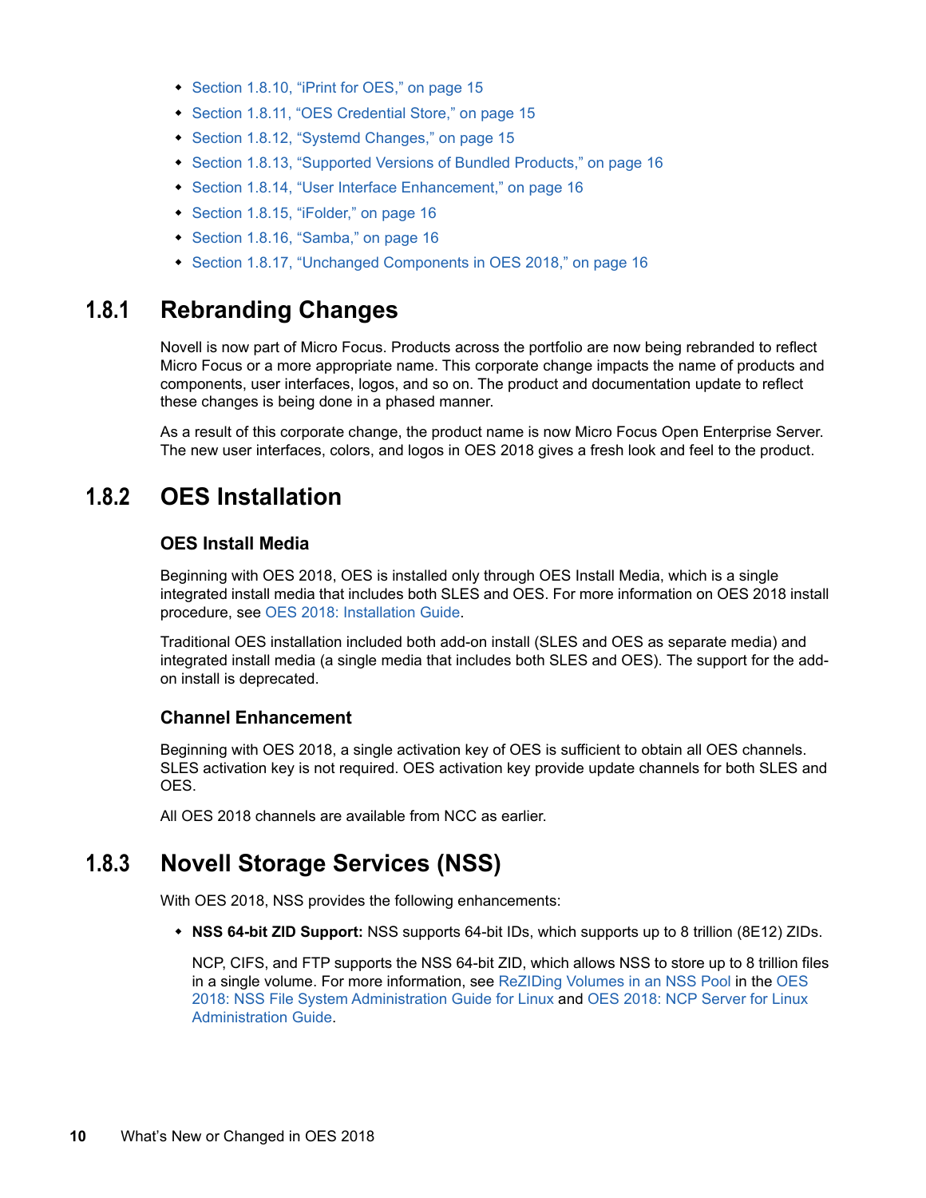* Section 1.8.10, “iPrint for OES,” on page 15
* Section 1.8.11, “OES Credential Store,” on page 15
* Section 1.8.12, “Systemd Changes,” on page 15
* Section 1.8.13, “Supported Versions of Bundled Products,” on page 16
* Section 1.8.14, “User Interface Enhancement,” on page 16
* Section 1.8.15, “iFolder,” on page 16
* Section 1.8.16, “Samba,” on page 16
* Section 1.8.17, “Unchanged Components in OES 2018,” on page 16

## 1.8.1 Rebranding Changes

Novell is now part of Micro Focus. Products across the portfolio are now being rebranded to reflect Micro Focus or a more appropriate name. This corporate change impacts the name of products and components, user interfaces, logos, and so on. The product and documentation update to reflect these changes is being done in a phased manner.

As a result of this corporate change, the product name is now Micro Focus Open Enterprise Server. The new user interfaces, colors, and logos in OES 2018 gives a fresh look and feel to the product.

## 1.8.2 OES Installation

### OES Install Media

Beginning with OES 2018, OES is installed only through OES Install Media, which is a single integrated install media that includes both SLES and OES. For more information on OES 2018 install procedure, see OES 2018: Installation Guide.

Traditional OES installation included both add-on install (SLES and OES as separate media) and integrated install media (a single media that includes both SLES and OES). The support for the add-on install is deprecated.

### Channel Enhancement

Beginning with OES 2018, a single activation key of OES is sufficient to obtain all OES channels. SLES activation key is not required. OES activation key provide update channels for both SLES and OES.

All OES 2018 channels are available from NCC as earlier.

## 1.8.3 Novell Storage Services (NSS)

With OES 2018, NSS provides the following enhancements:

* **NSS 64-bit ZID Support:** NSS supports 64-bit IDs, which supports up to 8 trillion (8E12) ZIDs.

  NCP, CIFS, and FTP supports the NSS 64-bit ZID, which allows NSS to store up to 8 trillion files in a single volume. For more information, see ReZIDing Volumes in an NSS Pool in the OES 2018: NSS File System Administration Guide for Linux and OES 2018: NCP Server for Linux Administration Guide.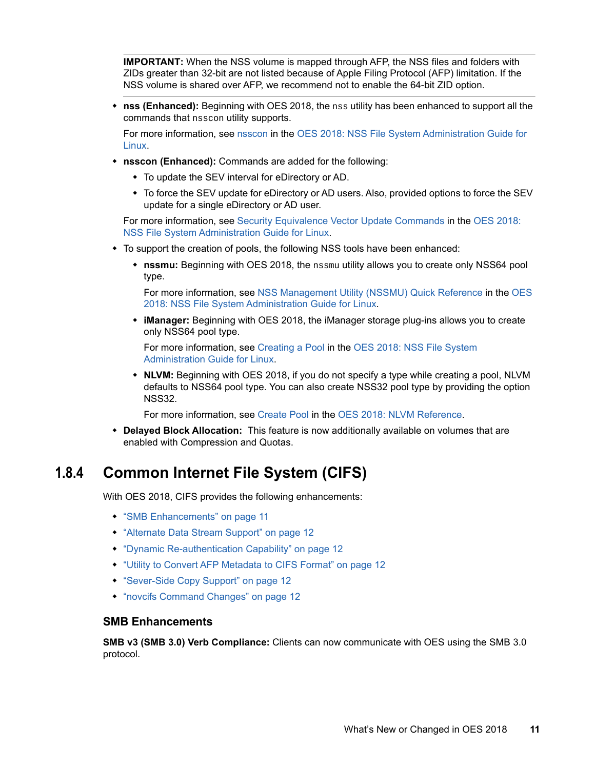**IMPORTANT:** When the NSS volume is mapped through AFP, the NSS files and folders with ZIDs greater than 32-bit are not listed because of Apple Filing Protocol (AFP) limitation. If the NSS volume is shared over AFP, we recommend not to enable the 64-bit ZID option.

- **nss (Enhanced):** Beginning with OES 2018, the `nss` utility has been enhanced to support all the commands that `nsscon` utility supports.

  For more information, see nsscon in the OES 2018: NSS File System Administration Guide for Linux.

- **nsscon (Enhanced):** Commands are added for the following:
  - To update the SEV interval for eDirectory or AD.
  - To force the SEV update for eDirectory or AD users. Also, provided options to force the SEV update for a single eDirectory or AD user.

  For more information, see Security Equivalence Vector Update Commands in the OES 2018: NSS File System Administration Guide for Linux.

- To support the creation of pools, the following NSS tools have been enhanced:
  - **nssmu:** Beginning with OES 2018, the `nssmu` utility allows you to create only NSS64 pool type.

    For more information, see NSS Management Utility (NSSMU) Quick Reference in the OES 2018: NSS File System Administration Guide for Linux.

  - **iManager:** Beginning with OES 2018, the iManager storage plug-ins allows you to create only NSS64 pool type.

    For more information, see Creating a Pool in the OES 2018: NSS File System Administration Guide for Linux.

  - **NLVM:** Beginning with OES 2018, if you do not specify a type while creating a pool, NLVM defaults to NSS64 pool type. You can also create NSS32 pool type by providing the option NSS32.

    For more information, see Create Pool in the OES 2018: NLVM Reference.

- **Delayed Block Allocation:** This feature is now additionally available on volumes that are enabled with Compression and Quotas.

## 1.8.4 Common Internet File System (CIFS)

With OES 2018, CIFS provides the following enhancements:

- "SMB Enhancements" on page 11
- "Alternate Data Stream Support" on page 12
- "Dynamic Re-authentication Capability" on page 12
- "Utility to Convert AFP Metadata to CIFS Format" on page 12
- "Sever-Side Copy Support" on page 12
- "novcifs Command Changes" on page 12

### SMB Enhancements

**SMB v3 (SMB 3.0) Verb Compliance:** Clients can now communicate with OES using the SMB 3.0 protocol.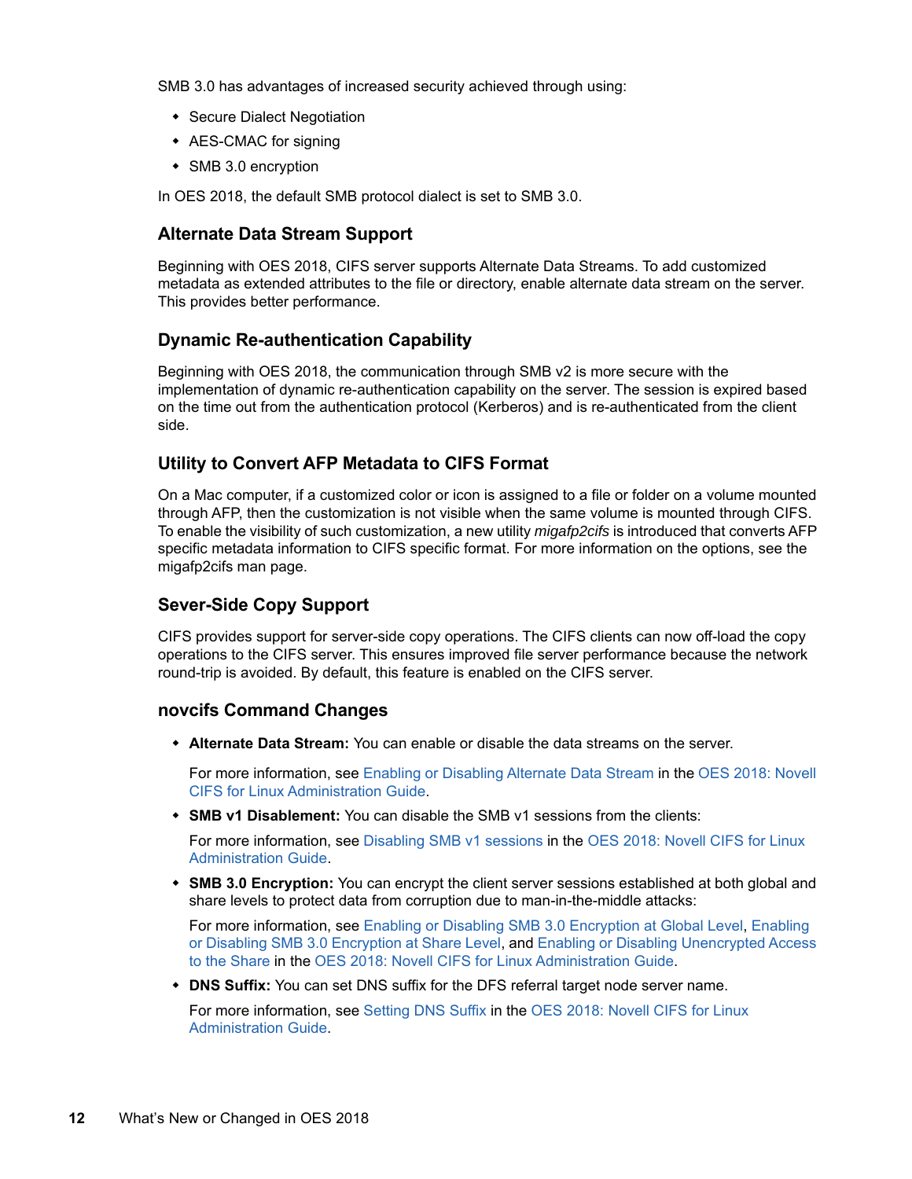SMB 3.0 has advantages of increased security achieved through using:

- Secure Dialect Negotiation
- AES-CMAC for signing
- SMB 3.0 encryption

In OES 2018, the default SMB protocol dialect is set to SMB 3.0.

### Alternate Data Stream Support

Beginning with OES 2018, CIFS server supports Alternate Data Streams. To add customized metadata as extended attributes to the file or directory, enable alternate data stream on the server. This provides better performance.

### Dynamic Re-authentication Capability

Beginning with OES 2018, the communication through SMB v2 is more secure with the implementation of dynamic re-authentication capability on the server. The session is expired based on the time out from the authentication protocol (Kerberos) and is re-authenticated from the client side.

### Utility to Convert AFP Metadata to CIFS Format

On a Mac computer, if a customized color or icon is assigned to a file or folder on a volume mounted through AFP, then the customization is not visible when the same volume is mounted through CIFS. To enable the visibility of such customization, a new utility *migafp2cifs* is introduced that converts AFP specific metadata information to CIFS specific format. For more information on the options, see the migafp2cifs man page.

### Sever-Side Copy Support

CIFS provides support for server-side copy operations. The CIFS clients can now off-load the copy operations to the CIFS server. This ensures improved file server performance because the network round-trip is avoided. By default, this feature is enabled on the CIFS server.

### novcifs Command Changes

- **Alternate Data Stream:** You can enable or disable the data streams on the server.

  For more information, see Enabling or Disabling Alternate Data Stream in the OES 2018: Novell CIFS for Linux Administration Guide.

- **SMB v1 Disablement:** You can disable the SMB v1 sessions from the clients:

  For more information, see Disabling SMB v1 sessions in the OES 2018: Novell CIFS for Linux Administration Guide.

- **SMB 3.0 Encryption:** You can encrypt the client server sessions established at both global and share levels to protect data from corruption due to man-in-the-middle attacks:

  For more information, see Enabling or Disabling SMB 3.0 Encryption at Global Level, Enabling or Disabling SMB 3.0 Encryption at Share Level, and Enabling or Disabling Unencrypted Access to the Share in the OES 2018: Novell CIFS for Linux Administration Guide.

- **DNS Suffix:** You can set DNS suffix for the DFS referral target node server name.

  For more information, see Setting DNS Suffix in the OES 2018: Novell CIFS for Linux Administration Guide.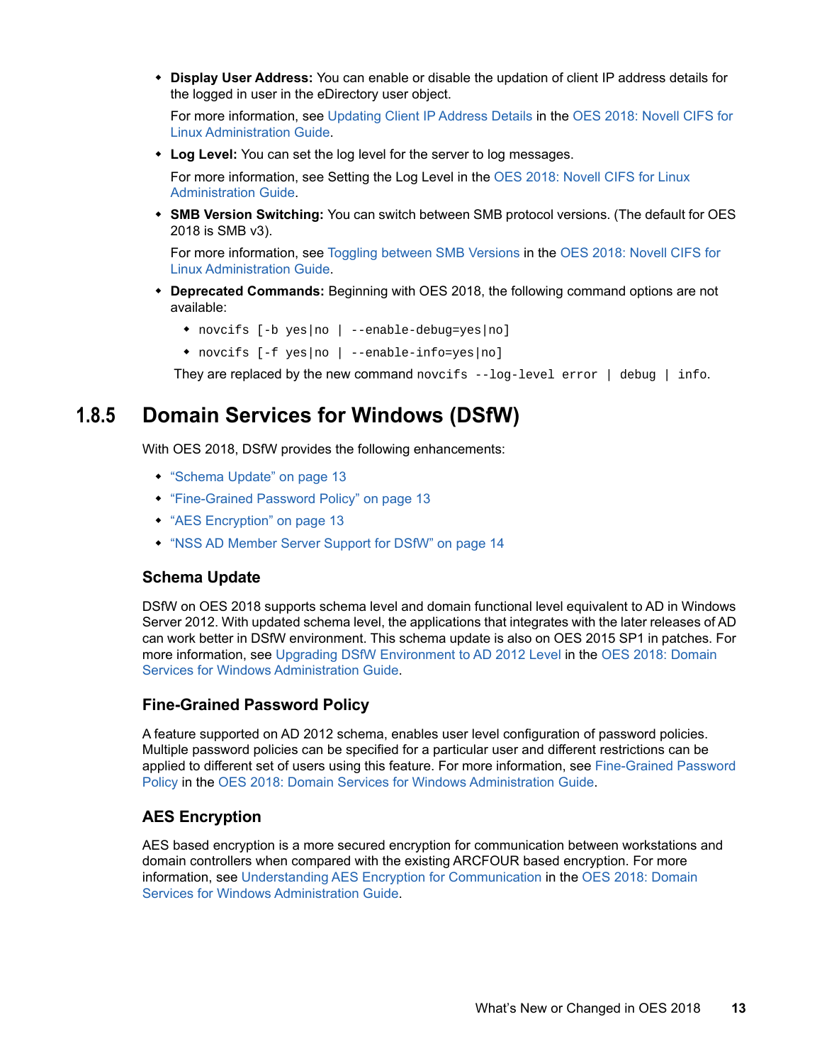- **Display User Address:** You can enable or disable the updation of client IP address details for the logged in user in the eDirectory user object.

  For more information, see Updating Client IP Address Details in the OES 2018: Novell CIFS for Linux Administration Guide.

- **Log Level:** You can set the log level for the server to log messages.

  For more information, see Setting the Log Level in the OES 2018: Novell CIFS for Linux Administration Guide.

- **SMB Version Switching:** You can switch between SMB protocol versions. (The default for OES 2018 is SMB v3).

  For more information, see Toggling between SMB Versions in the OES 2018: Novell CIFS for Linux Administration Guide.

- **Deprecated Commands:** Beginning with OES 2018, the following command options are not available:
  - `novcifs [-b yes|no | --enable-debug=yes|no]`
  - `novcifs [-f yes|no | --enable-info=yes|no]`

  They are replaced by the new command `novcifs --log-level error | debug | info`.

## 1.8.5 Domain Services for Windows (DSfW)

With OES 2018, DSfW provides the following enhancements:

- "Schema Update" on page 13
- "Fine-Grained Password Policy" on page 13
- "AES Encryption" on page 13
- "NSS AD Member Server Support for DSfW" on page 14

### Schema Update

DSfW on OES 2018 supports schema level and domain functional level equivalent to AD in Windows Server 2012. With updated schema level, the applications that integrates with the later releases of AD can work better in DSfW environment. This schema update is also on OES 2015 SP1 in patches. For more information, see Upgrading DSfW Environment to AD 2012 Level in the OES 2018: Domain Services for Windows Administration Guide.

### Fine-Grained Password Policy

A feature supported on AD 2012 schema, enables user level configuration of password policies. Multiple password policies can be specified for a particular user and different restrictions can be applied to different set of users using this feature. For more information, see Fine-Grained Password Policy in the OES 2018: Domain Services for Windows Administration Guide.

### AES Encryption

AES based encryption is a more secured encryption for communication between workstations and domain controllers when compared with the existing ARCFOUR based encryption. For more information, see Understanding AES Encryption for Communication in the OES 2018: Domain Services for Windows Administration Guide.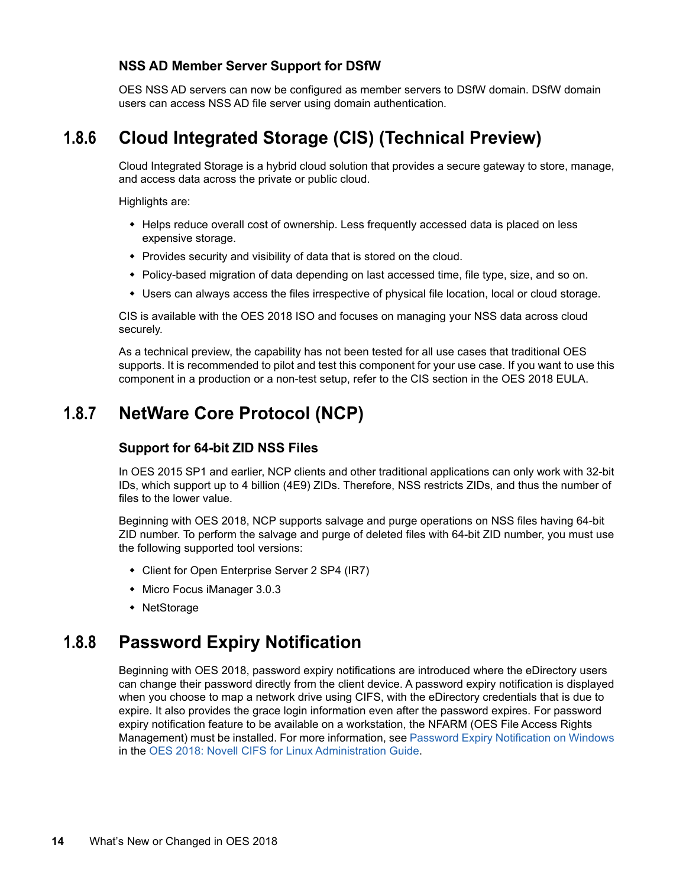### NSS AD Member Server Support for DSfW

OES NSS AD servers can now be configured as member servers to DSfW domain. DSfW domain users can access NSS AD file server using domain authentication.

## 1.8.6 Cloud Integrated Storage (CIS) (Technical Preview)

Cloud Integrated Storage is a hybrid cloud solution that provides a secure gateway to store, manage, and access data across the private or public cloud.

Highlights are:

- Helps reduce overall cost of ownership. Less frequently accessed data is placed on less expensive storage.
- Provides security and visibility of data that is stored on the cloud.
- Policy-based migration of data depending on last accessed time, file type, size, and so on.
- Users can always access the files irrespective of physical file location, local or cloud storage.

CIS is available with the OES 2018 ISO and focuses on managing your NSS data across cloud securely.

As a technical preview, the capability has not been tested for all use cases that traditional OES supports. It is recommended to pilot and test this component for your use case. If you want to use this component in a production or a non-test setup, refer to the CIS section in the OES 2018 EULA.

## 1.8.7 NetWare Core Protocol (NCP)

### Support for 64-bit ZID NSS Files

In OES 2015 SP1 and earlier, NCP clients and other traditional applications can only work with 32-bit IDs, which support up to 4 billion (4E9) ZIDs. Therefore, NSS restricts ZIDs, and thus the number of files to the lower value.

Beginning with OES 2018, NCP supports salvage and purge operations on NSS files having 64-bit ZID number. To perform the salvage and purge of deleted files with 64-bit ZID number, you must use the following supported tool versions:

- Client for Open Enterprise Server 2 SP4 (IR7)
- Micro Focus iManager 3.0.3
- NetStorage

## 1.8.8 Password Expiry Notification

Beginning with OES 2018, password expiry notifications are introduced where the eDirectory users can change their password directly from the client device. A password expiry notification is displayed when you choose to map a network drive using CIFS, with the eDirectory credentials that is due to expire. It also provides the grace login information even after the password expires. For password expiry notification feature to be available on a workstation, the NFARM (OES File Access Rights Management) must be installed. For more information, see Password Expiry Notification on Windows in the OES 2018: Novell CIFS for Linux Administration Guide.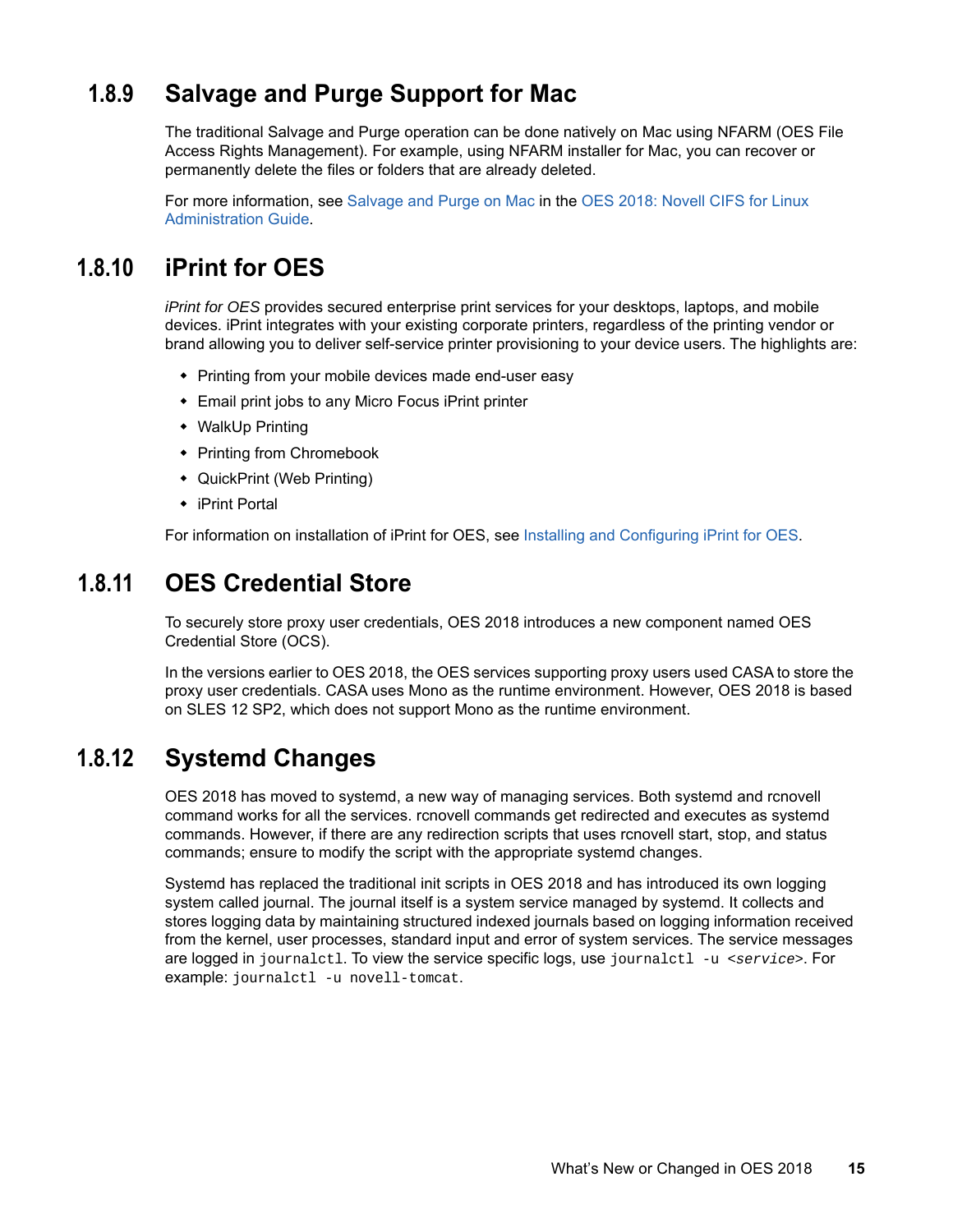### 1.8.9 Salvage and Purge Support for Mac

The traditional Salvage and Purge operation can be done natively on Mac using NFARM (OES File Access Rights Management). For example, using NFARM installer for Mac, you can recover or permanently delete the files or folders that are already deleted.

For more information, see Salvage and Purge on Mac in the OES 2018: Novell CIFS for Linux Administration Guide.

### 1.8.10 iPrint for OES

*iPrint for OES* provides secured enterprise print services for your desktops, laptops, and mobile devices. iPrint integrates with your existing corporate printers, regardless of the printing vendor or brand allowing you to deliver self-service printer provisioning to your device users. The highlights are:

- Printing from your mobile devices made end-user easy
- Email print jobs to any Micro Focus iPrint printer
- WalkUp Printing
- Printing from Chromebook
- QuickPrint (Web Printing)
- iPrint Portal

For information on installation of iPrint for OES, see Installing and Configuring iPrint for OES.

### 1.8.11 OES Credential Store

To securely store proxy user credentials, OES 2018 introduces a new component named OES Credential Store (OCS).

In the versions earlier to OES 2018, the OES services supporting proxy users used CASA to store the proxy user credentials. CASA uses Mono as the runtime environment. However, OES 2018 is based on SLES 12 SP2, which does not support Mono as the runtime environment.

### 1.8.12 Systemd Changes

OES 2018 has moved to systemd, a new way of managing services. Both systemd and rcnovell command works for all the services. rcnovell commands get redirected and executes as systemd commands. However, if there are any redirection scripts that uses rcnovell start, stop, and status commands; ensure to modify the script with the appropriate systemd changes.

Systemd has replaced the traditional init scripts in OES 2018 and has introduced its own logging system called journal. The journal itself is a system service managed by systemd. It collects and stores logging data by maintaining structured indexed journals based on logging information received from the kernel, user processes, standard input and error of system services. The service messages are logged in `journalctl`. To view the service specific logs, use `journalctl -u <service>`. For example: `journalctl -u novell-tomcat`.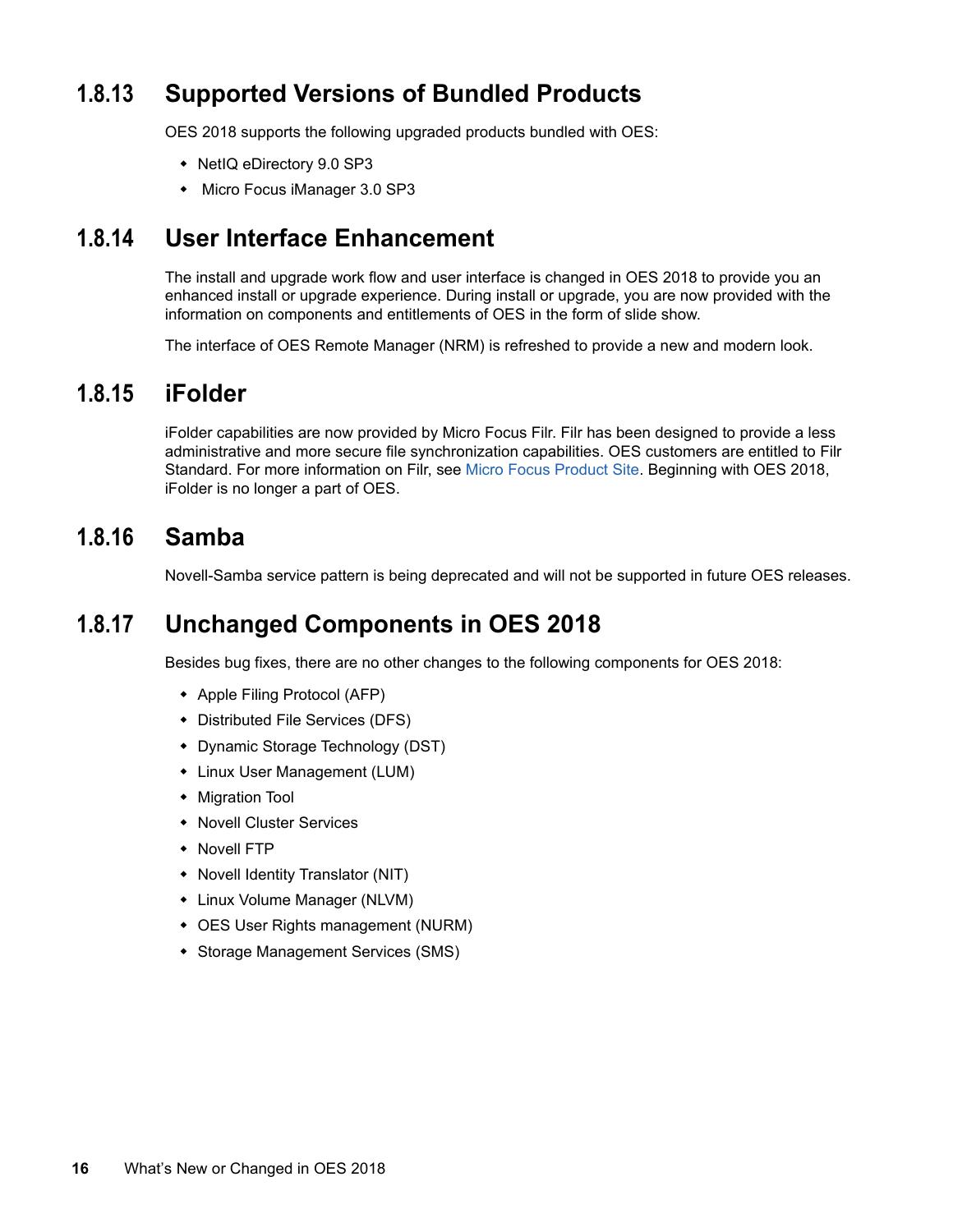### 1.8.13 Supported Versions of Bundled Products

OES 2018 supports the following upgraded products bundled with OES:

- NetIQ eDirectory 9.0 SP3
- Micro Focus iManager 3.0 SP3

### 1.8.14 User Interface Enhancement

The install and upgrade work flow and user interface is changed in OES 2018 to provide you an enhanced install or upgrade experience. During install or upgrade, you are now provided with the information on components and entitlements of OES in the form of slide show.

The interface of OES Remote Manager (NRM) is refreshed to provide a new and modern look.

### 1.8.15 iFolder

iFolder capabilities are now provided by Micro Focus Filr. Filr has been designed to provide a less administrative and more secure file synchronization capabilities. OES customers are entitled to Filr Standard. For more information on Filr, see Micro Focus Product Site. Beginning with OES 2018, iFolder is no longer a part of OES.

### 1.8.16 Samba

Novell-Samba service pattern is being deprecated and will not be supported in future OES releases.

### 1.8.17 Unchanged Components in OES 2018

Besides bug fixes, there are no other changes to the following components for OES 2018:

- Apple Filing Protocol (AFP)
- Distributed File Services (DFS)
- Dynamic Storage Technology (DST)
- Linux User Management (LUM)
- Migration Tool
- Novell Cluster Services
- Novell FTP
- Novell Identity Translator (NIT)
- Linux Volume Manager (NLVM)
- OES User Rights management (NURM)
- Storage Management Services (SMS)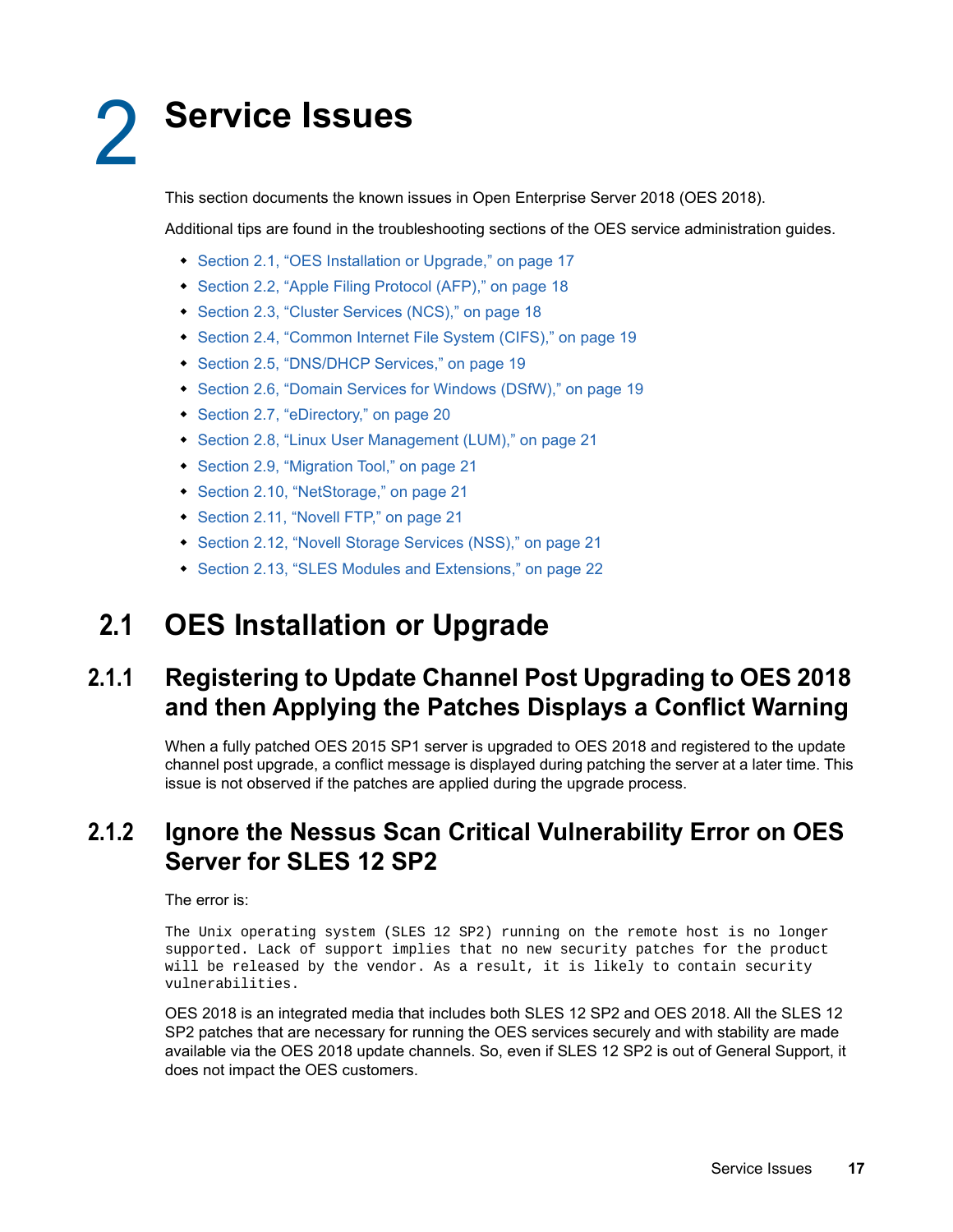# 2 Service Issues

This section documents the known issues in Open Enterprise Server 2018 (OES 2018).

Additional tips are found in the troubleshooting sections of the OES service administration guides.

- Section 2.1, "OES Installation or Upgrade," on page 17
- Section 2.2, "Apple Filing Protocol (AFP)," on page 18
- Section 2.3, "Cluster Services (NCS)," on page 18
- Section 2.4, "Common Internet File System (CIFS)," on page 19
- Section 2.5, "DNS/DHCP Services," on page 19
- Section 2.6, "Domain Services for Windows (DSfW)," on page 19
- Section 2.7, "eDirectory," on page 20
- Section 2.8, "Linux User Management (LUM)," on page 21
- Section 2.9, "Migration Tool," on page 21
- Section 2.10, "NetStorage," on page 21
- Section 2.11, "Novell FTP," on page 21
- Section 2.12, "Novell Storage Services (NSS)," on page 21
- Section 2.13, "SLES Modules and Extensions," on page 22

## 2.1 OES Installation or Upgrade

### 2.1.1 Registering to Update Channel Post Upgrading to OES 2018 and then Applying the Patches Displays a Conflict Warning

When a fully patched OES 2015 SP1 server is upgraded to OES 2018 and registered to the update channel post upgrade, a conflict message is displayed during patching the server at a later time. This issue is not observed if the patches are applied during the upgrade process.

### 2.1.2 Ignore the Nessus Scan Critical Vulnerability Error on OES Server for SLES 12 SP2

The error is:

```
The Unix operating system (SLES 12 SP2) running on the remote host is no longer
supported. Lack of support implies that no new security patches for the product
will be released by the vendor. As a result, it is likely to contain security
vulnerabilities.
```

OES 2018 is an integrated media that includes both SLES 12 SP2 and OES 2018. All the SLES 12 SP2 patches that are necessary for running the OES services securely and with stability are made available via the OES 2018 update channels. So, even if SLES 12 SP2 is out of General Support, it does not impact the OES customers.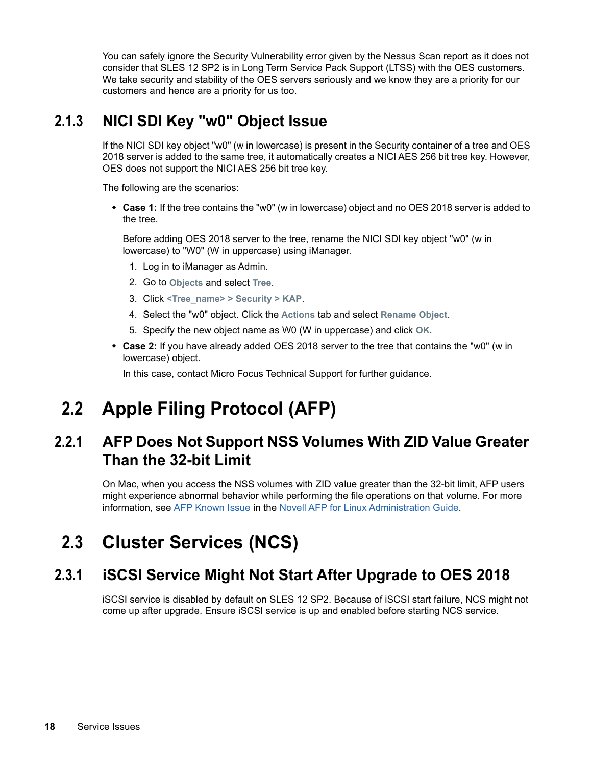You can safely ignore the Security Vulnerability error given by the Nessus Scan report as it does not consider that SLES 12 SP2 is in Long Term Service Pack Support (LTSS) with the OES customers. We take security and stability of the OES servers seriously and we know they are a priority for our customers and hence are a priority for us too.

### 2.1.3 NICI SDI Key "w0" Object Issue

If the NICI SDI key object "w0" (w in lowercase) is present in the Security container of a tree and OES 2018 server is added to the same tree, it automatically creates a NICI AES 256 bit tree key. However, OES does not support the NICI AES 256 bit tree key.

The following are the scenarios:

- **Case 1:** If the tree contains the "w0" (w in lowercase) object and no OES 2018 server is added to the tree.

  Before adding OES 2018 server to the tree, rename the NICI SDI key object "w0" (w in lowercase) to "W0" (W in uppercase) using iManager.

  1. Log in to iManager as Admin.
  2. Go to **Objects** and select **Tree**.
  3. Click **<Tree_name> > Security > KAP**.
  4. Select the "w0" object. Click the **Actions** tab and select **Rename Object**.
  5. Specify the new object name as W0 (W in uppercase) and click **OK**.

- **Case 2:** If you have already added OES 2018 server to the tree that contains the "w0" (w in lowercase) object.

  In this case, contact Micro Focus Technical Support for further guidance.

## 2.2 Apple Filing Protocol (AFP)

### 2.2.1 AFP Does Not Support NSS Volumes With ZID Value Greater Than the 32-bit Limit

On Mac, when you access the NSS volumes with ZID value greater than the 32-bit limit, AFP users might experience abnormal behavior while performing the file operations on that volume. For more information, see AFP Known Issue in the Novell AFP for Linux Administration Guide.

## 2.3 Cluster Services (NCS)

### 2.3.1 iSCSI Service Might Not Start After Upgrade to OES 2018

iSCSI service is disabled by default on SLES 12 SP2. Because of iSCSI start failure, NCS might not come up after upgrade. Ensure iSCSI service is up and enabled before starting NCS service.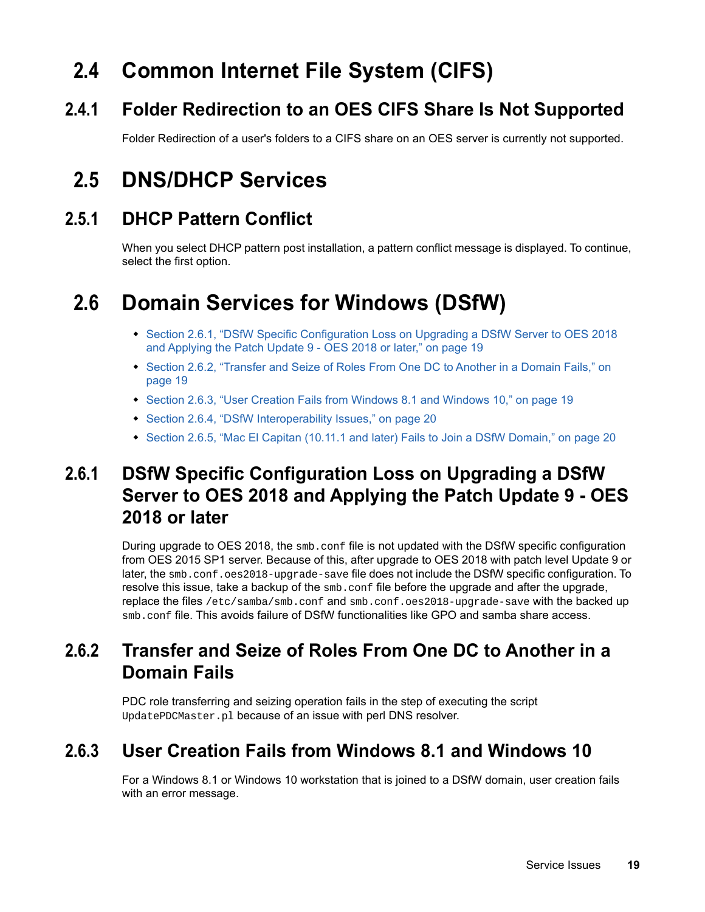## 2.4 Common Internet File System (CIFS)

### 2.4.1 Folder Redirection to an OES CIFS Share Is Not Supported

Folder Redirection of a user's folders to a CIFS share on an OES server is currently not supported.

## 2.5 DNS/DHCP Services

### 2.5.1 DHCP Pattern Conflict

When you select DHCP pattern post installation, a pattern conflict message is displayed. To continue, select the first option.

## 2.6 Domain Services for Windows (DSfW)

- Section 2.6.1, "DSfW Specific Configuration Loss on Upgrading a DSfW Server to OES 2018 and Applying the Patch Update 9 - OES 2018 or later," on page 19
- Section 2.6.2, "Transfer and Seize of Roles From One DC to Another in a Domain Fails," on page 19
- Section 2.6.3, "User Creation Fails from Windows 8.1 and Windows 10," on page 19
- Section 2.6.4, "DSfW Interoperability Issues," on page 20
- Section 2.6.5, "Mac El Capitan (10.11.1 and later) Fails to Join a DSfW Domain," on page 20

### 2.6.1 DSfW Specific Configuration Loss on Upgrading a DSfW Server to OES 2018 and Applying the Patch Update 9 - OES 2018 or later

During upgrade to OES 2018, the `smb.conf` file is not updated with the DSfW specific configuration from OES 2015 SP1 server. Because of this, after upgrade to OES 2018 with patch level Update 9 or later, the `smb.conf.oes2018-upgrade-save` file does not include the DSfW specific configuration. To resolve this issue, take a backup of the `smb.conf` file before the upgrade and after the upgrade, replace the files `/etc/samba/smb.conf` and `smb.conf.oes2018-upgrade-save` with the backed up `smb.conf` file. This avoids failure of DSfW functionalities like GPO and samba share access.

### 2.6.2 Transfer and Seize of Roles From One DC to Another in a Domain Fails

PDC role transferring and seizing operation fails in the step of executing the script `UpdatePDCMaster.pl` because of an issue with perl DNS resolver.

### 2.6.3 User Creation Fails from Windows 8.1 and Windows 10

For a Windows 8.1 or Windows 10 workstation that is joined to a DSfW domain, user creation fails with an error message.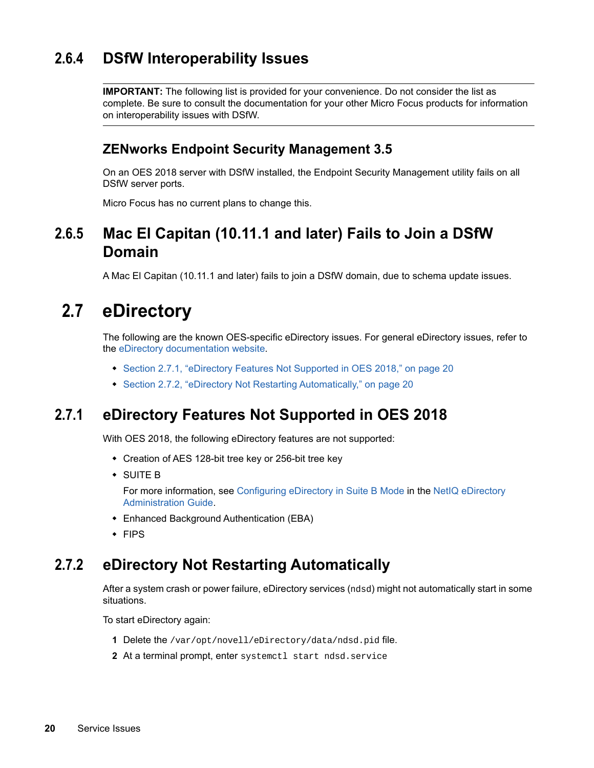### 2.6.4 DSfW Interoperability Issues

**IMPORTANT:** The following list is provided for your convenience. Do not consider the list as complete. Be sure to consult the documentation for your other Micro Focus products for information on interoperability issues with DSfW.

#### ZENworks Endpoint Security Management 3.5

On an OES 2018 server with DSfW installed, the Endpoint Security Management utility fails on all DSfW server ports.

Micro Focus has no current plans to change this.

### 2.6.5 Mac El Capitan (10.11.1 and later) Fails to Join a DSfW Domain

A Mac El Capitan (10.11.1 and later) fails to join a DSfW domain, due to schema update issues.

## 2.7 eDirectory

The following are the known OES-specific eDirectory issues. For general eDirectory issues, refer to the eDirectory documentation website.

- Section 2.7.1, “eDirectory Features Not Supported in OES 2018,” on page 20
- Section 2.7.2, “eDirectory Not Restarting Automatically,” on page 20

### 2.7.1 eDirectory Features Not Supported in OES 2018

With OES 2018, the following eDirectory features are not supported:

- Creation of AES 128-bit tree key or 256-bit tree key
- SUITE B

  For more information, see Configuring eDirectory in Suite B Mode in the NetIQ eDirectory Administration Guide.
- Enhanced Background Authentication (EBA)
- FIPS

### 2.7.2 eDirectory Not Restarting Automatically

After a system crash or power failure, eDirectory services (`ndsd`) might not automatically start in some situations.

To start eDirectory again:

1. Delete the `/var/opt/novell/eDirectory/data/ndsd.pid` file.
2. At a terminal prompt, enter `systemctl start ndsd.service`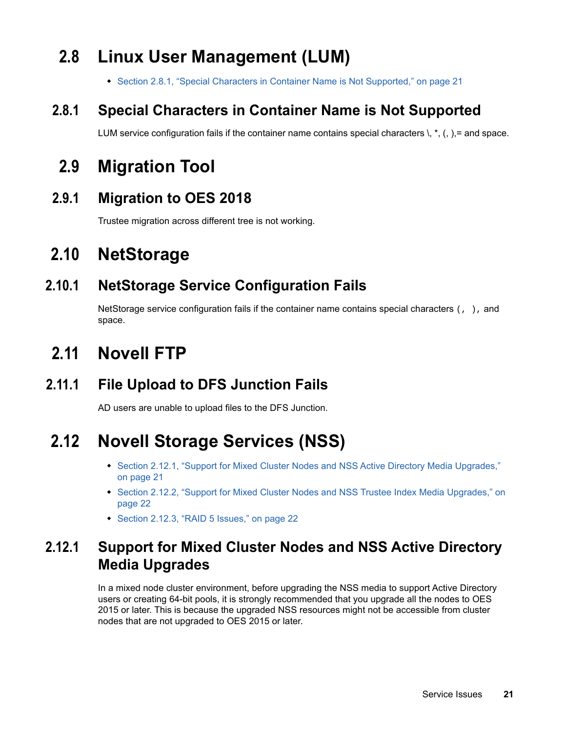## 2.8 Linux User Management (LUM)

- Section 2.8.1, "Special Characters in Container Name is Not Supported," on page 21

### 2.8.1 Special Characters in Container Name is Not Supported

LUM service configuration fails if the container name contains special characters \, *, (, ),= and space.

## 2.9 Migration Tool

### 2.9.1 Migration to OES 2018

Trustee migration across different tree is not working.

## 2.10 NetStorage

### 2.10.1 NetStorage Service Configuration Fails

NetStorage service configuration fails if the container name contains special characters `(, ),` and space.

## 2.11 Novell FTP

### 2.11.1 File Upload to DFS Junction Fails

AD users are unable to upload files to the DFS Junction.

## 2.12 Novell Storage Services (NSS)

- Section 2.12.1, "Support for Mixed Cluster Nodes and NSS Active Directory Media Upgrades," on page 21
- Section 2.12.2, "Support for Mixed Cluster Nodes and NSS Trustee Index Media Upgrades," on page 22
- Section 2.12.3, "RAID 5 Issues," on page 22

### 2.12.1 Support for Mixed Cluster Nodes and NSS Active Directory Media Upgrades

In a mixed node cluster environment, before upgrading the NSS media to support Active Directory users or creating 64-bit pools, it is strongly recommended that you upgrade all the nodes to OES 2015 or later. This is because the upgraded NSS resources might not be accessible from cluster nodes that are not upgraded to OES 2015 or later.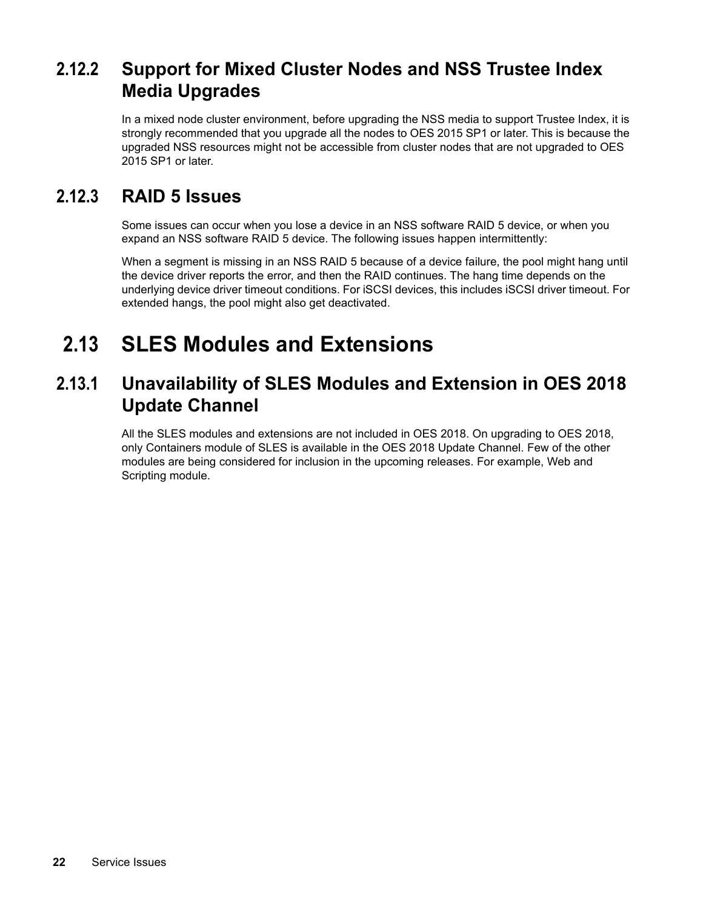### 2.12.2 Support for Mixed Cluster Nodes and NSS Trustee Index Media Upgrades

In a mixed node cluster environment, before upgrading the NSS media to support Trustee Index, it is strongly recommended that you upgrade all the nodes to OES 2015 SP1 or later. This is because the upgraded NSS resources might not be accessible from cluster nodes that are not upgraded to OES 2015 SP1 or later.

### 2.12.3 RAID 5 Issues

Some issues can occur when you lose a device in an NSS software RAID 5 device, or when you expand an NSS software RAID 5 device. The following issues happen intermittently:

When a segment is missing in an NSS RAID 5 because of a device failure, the pool might hang until the device driver reports the error, and then the RAID continues. The hang time depends on the underlying device driver timeout conditions. For iSCSI devices, this includes iSCSI driver timeout. For extended hangs, the pool might also get deactivated.

## 2.13 SLES Modules and Extensions

### 2.13.1 Unavailability of SLES Modules and Extension in OES 2018 Update Channel

All the SLES modules and extensions are not included in OES 2018. On upgrading to OES 2018, only Containers module of SLES is available in the OES 2018 Update Channel. Few of the other modules are being considered for inclusion in the upcoming releases. For example, Web and Scripting module.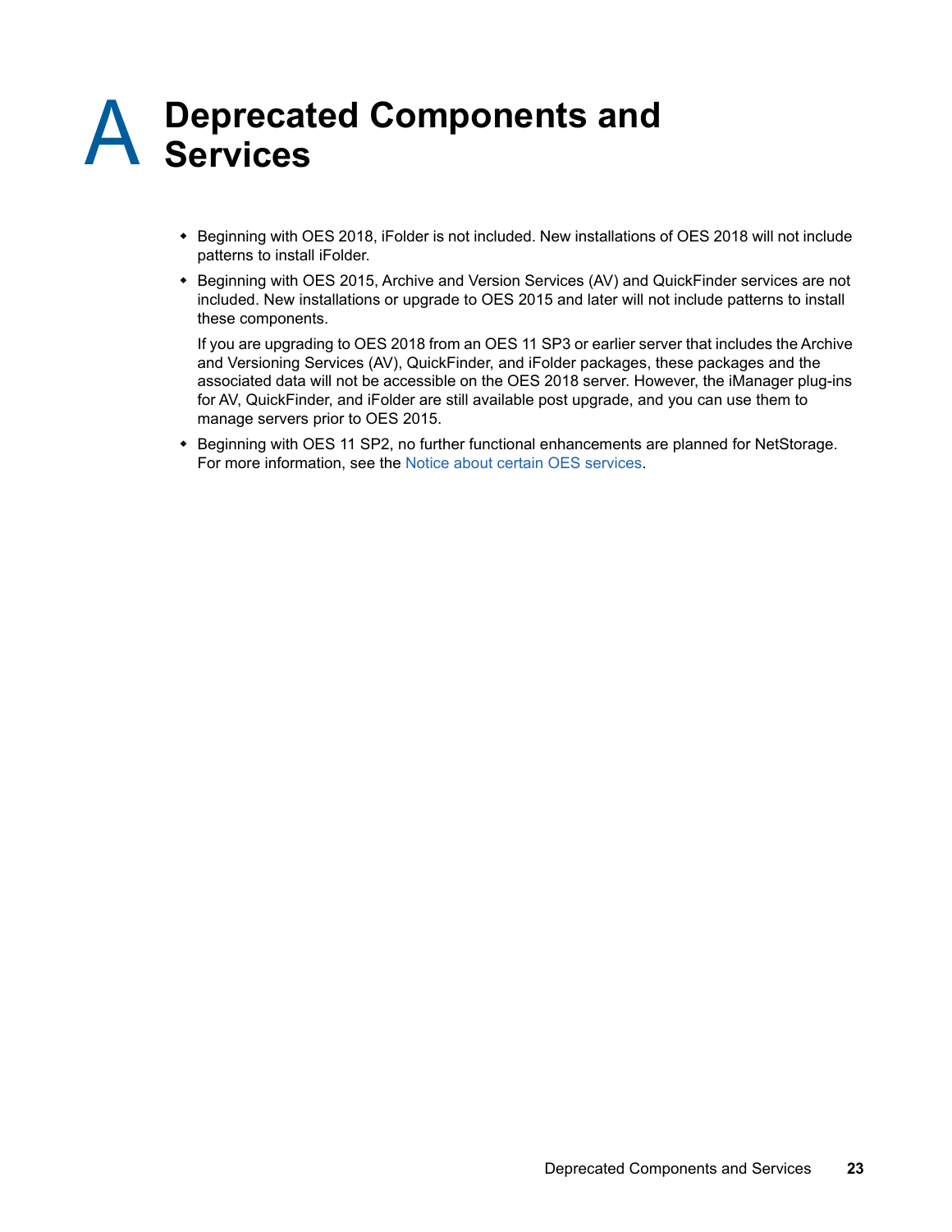# A Deprecated Components and Services

- Beginning with OES 2018, iFolder is not included. New installations of OES 2018 will not include patterns to install iFolder.
- Beginning with OES 2015, Archive and Version Services (AV) and QuickFinder services are not included. New installations or upgrade to OES 2015 and later will not include patterns to install these components.

  If you are upgrading to OES 2018 from an OES 11 SP3 or earlier server that includes the Archive and Versioning Services (AV), QuickFinder, and iFolder packages, these packages and the associated data will not be accessible on the OES 2018 server. However, the iManager plug-ins for AV, QuickFinder, and iFolder are still available post upgrade, and you can use them to manage servers prior to OES 2015.
- Beginning with OES 11 SP2, no further functional enhancements are planned for NetStorage. For more information, see the Notice about certain OES services.